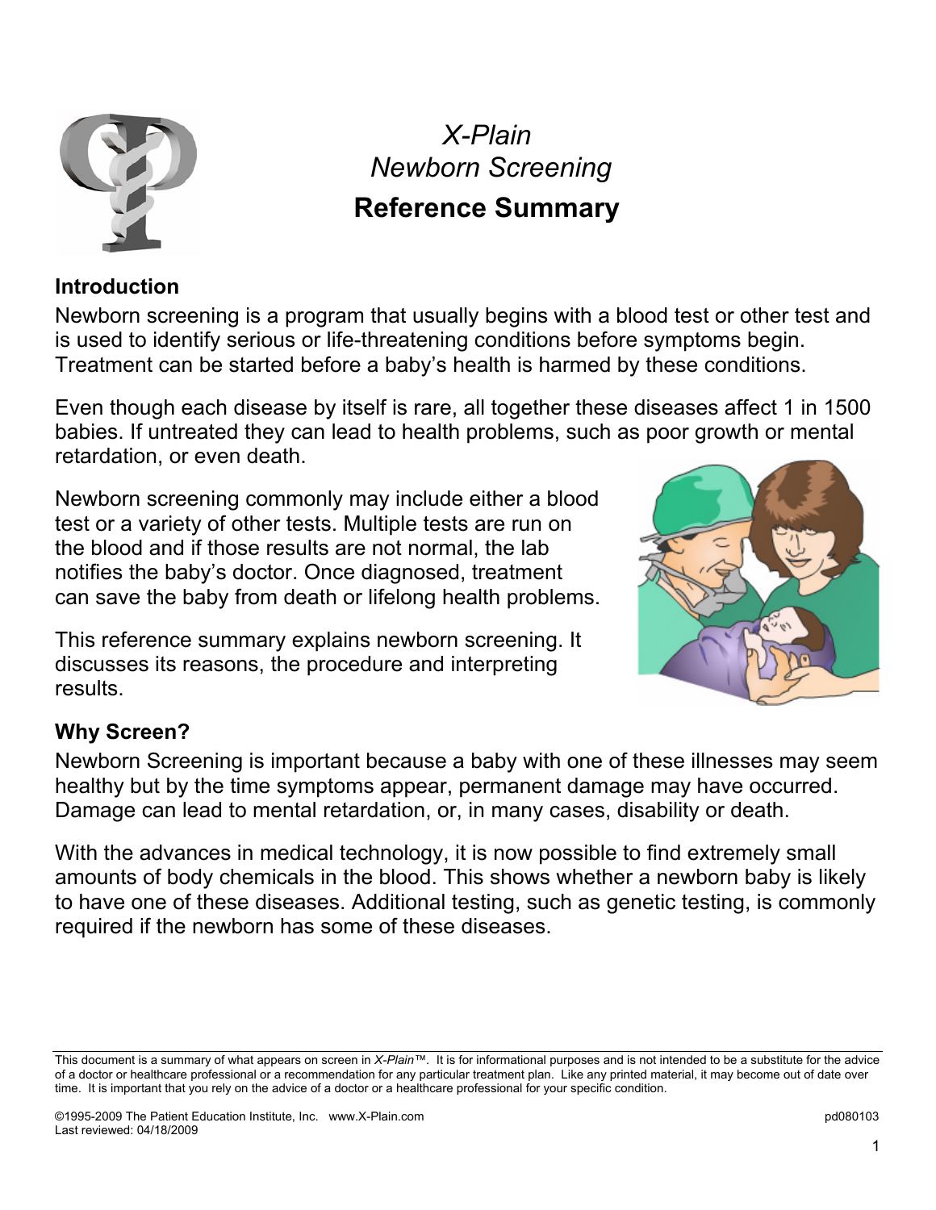# *X-Plain*
## *Newborn Screening*
## Reference Summary

### Introduction

Newborn screening is a program that usually begins with a blood test or other test and is used to identify serious or life-threatening conditions before symptoms begin. Treatment can be started before a baby's health is harmed by these conditions.

Even though each disease by itself is rare, all together these diseases affect 1 in 1500 babies. If untreated they can lead to health problems, such as poor growth or mental retardation, or even death.

Newborn screening commonly may include either a blood test or a variety of other tests. Multiple tests are run on the blood and if those results are not normal, the lab notifies the baby's doctor. Once diagnosed, treatment can save the baby from death or lifelong health problems.

This reference summary explains newborn screening. It discusses its reasons, the procedure and interpreting results.

### Why Screen?

Newborn Screening is important because a baby with one of these illnesses may seem healthy but by the time symptoms appear, permanent damage may have occurred. Damage can lead to mental retardation, or, in many cases, disability or death.

With the advances in medical technology, it is now possible to find extremely small amounts of body chemicals in the blood. This shows whether a newborn baby is likely to have one of these diseases. Additional testing, such as genetic testing, is commonly required if the newborn has some of these diseases.

This document is a summary of what appears on screen in *X-Plain™*. It is for informational purposes and is not intended to be a substitute for the advice of a doctor or healthcare professional or a recommendation for any particular treatment plan. Like any printed material, it may become out of date over time. It is important that you rely on the advice of a doctor or a healthcare professional for your specific condition.

©1995-2009 The Patient Education Institute, Inc. www.X-Plain.com pd080103
Last reviewed: 04/18/2009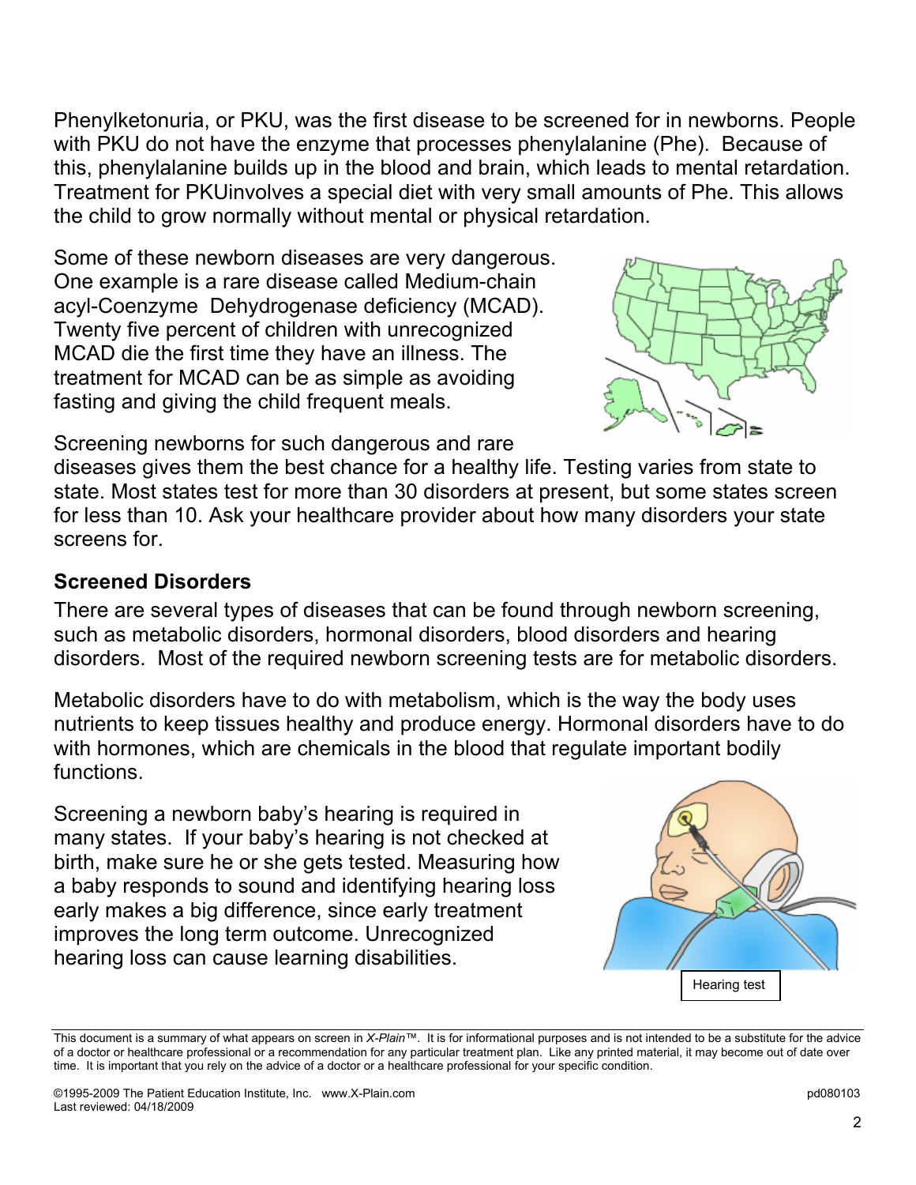Phenylketonuria, or PKU, was the first disease to be screened for in newborns. People with PKU do not have the enzyme that processes phenylalanine (Phe). Because of this, phenylalanine builds up in the blood and brain, which leads to mental retardation. Treatment for PKUinvolves a special diet with very small amounts of Phe. This allows the child to grow normally without mental or physical retardation.

Some of these newborn diseases are very dangerous. One example is a rare disease called Medium-chain acyl-Coenzyme Dehydrogenase deficiency (MCAD). Twenty five percent of children with unrecognized MCAD die the first time they have an illness. The treatment for MCAD can be as simple as avoiding fasting and giving the child frequent meals.

Screening newborns for such dangerous and rare diseases gives them the best chance for a healthy life. Testing varies from state to state. Most states test for more than 30 disorders at present, but some states screen for less than 10. Ask your healthcare provider about how many disorders your state screens for.

### Screened Disorders

There are several types of diseases that can be found through newborn screening, such as metabolic disorders, hormonal disorders, blood disorders and hearing disorders. Most of the required newborn screening tests are for metabolic disorders.

Metabolic disorders have to do with metabolism, which is the way the body uses nutrients to keep tissues healthy and produce energy. Hormonal disorders have to do with hormones, which are chemicals in the blood that regulate important bodily functions.

Screening a newborn baby's hearing is required in many states. If your baby's hearing is not checked at birth, make sure he or she gets tested. Measuring how a baby responds to sound and identifying hearing loss early makes a big difference, since early treatment improves the long term outcome. Unrecognized hearing loss can cause learning disabilities.

Hearing test

This document is a summary of what appears on screen in *X-Plain™*. It is for informational purposes and is not intended to be a substitute for the advice of a doctor or healthcare professional or a recommendation for any particular treatment plan. Like any printed material, it may become out of date over time. It is important that you rely on the advice of a doctor or a healthcare professional for your specific condition.

©1995-2009 The Patient Education Institute, Inc. www.X-Plain.com pd080103
Last reviewed: 04/18/2009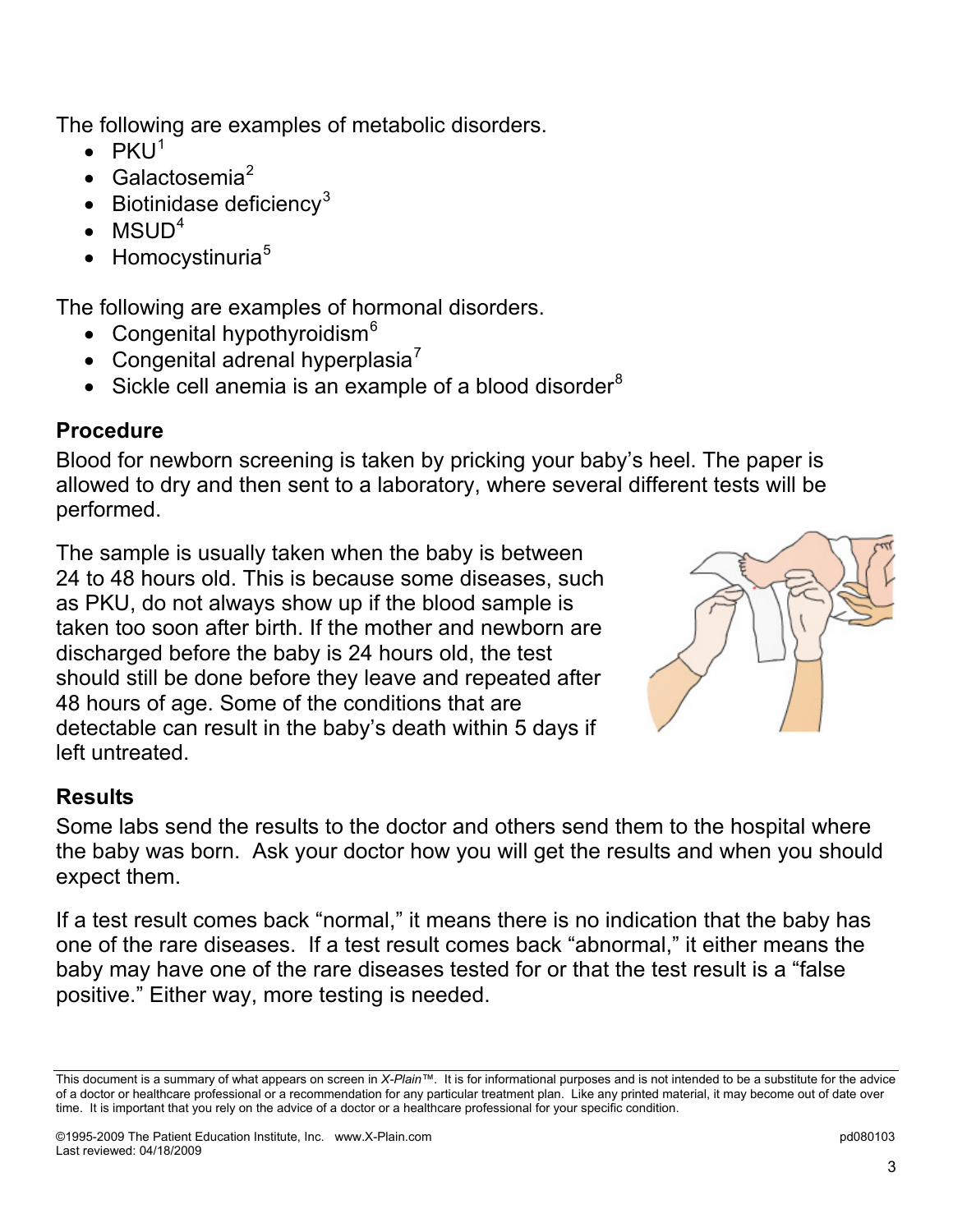The following are examples of metabolic disorders.

- PKU[1]
- Galactosemia[2]
- Biotinidase deficiency[3]
- MSUD[4]
- Homocystinuria[5]

The following are examples of hormonal disorders.

- Congenital hypothyroidism[6]
- Congenital adrenal hyperplasia[7]
- Sickle cell anemia is an example of a blood disorder[8]

## Procedure

Blood for newborn screening is taken by pricking your baby's heel. The paper is allowed to dry and then sent to a laboratory, where several different tests will be performed.

The sample is usually taken when the baby is between 24 to 48 hours old. This is because some diseases, such as PKU, do not always show up if the blood sample is taken too soon after birth. If the mother and newborn are discharged before the baby is 24 hours old, the test should still be done before they leave and repeated after 48 hours of age. Some of the conditions that are detectable can result in the baby's death within 5 days if left untreated.

## Results

Some labs send the results to the doctor and others send them to the hospital where the baby was born. Ask your doctor how you will get the results and when you should expect them.

If a test result comes back "normal," it means there is no indication that the baby has one of the rare diseases. If a test result comes back "abnormal," it either means the baby may have one of the rare diseases tested for or that the test result is a "false positive." Either way, more testing is needed.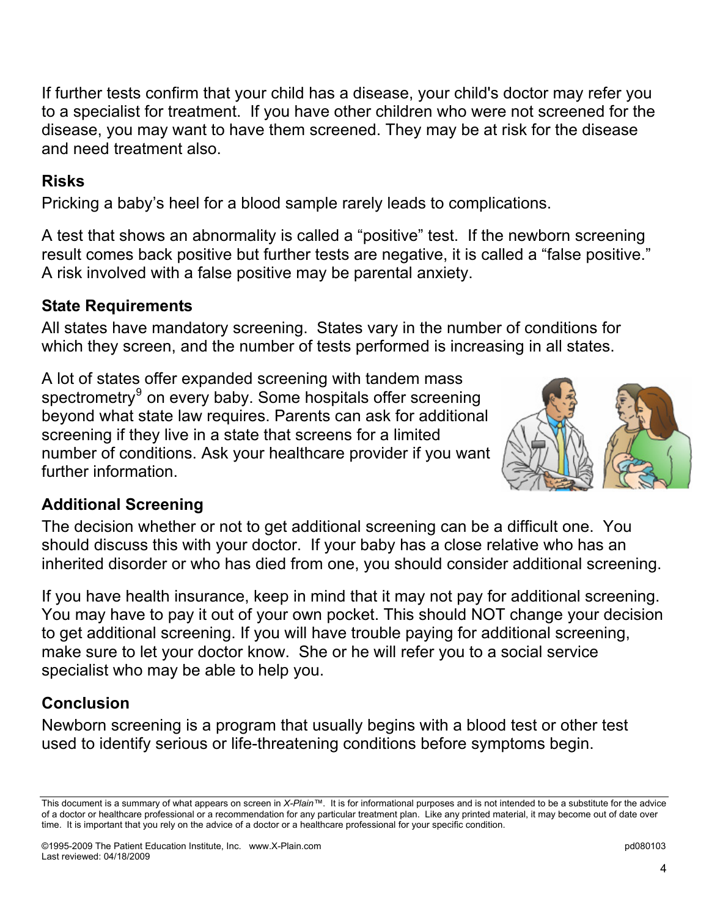If further tests confirm that your child has a disease, your child's doctor may refer you to a specialist for treatment. If you have other children who were not screened for the disease, you may want to have them screened. They may be at risk for the disease and need treatment also.

## Risks

Pricking a baby's heel for a blood sample rarely leads to complications.

A test that shows an abnormality is called a "positive" test. If the newborn screening result comes back positive but further tests are negative, it is called a "false positive." A risk involved with a false positive may be parental anxiety.

## State Requirements

All states have mandatory screening. States vary in the number of conditions for which they screen, and the number of tests performed is increasing in all states.

A lot of states offer expanded screening with tandem mass spectrometry[9] on every baby. Some hospitals offer screening beyond what state law requires. Parents can ask for additional screening if they live in a state that screens for a limited number of conditions. Ask your healthcare provider if you want further information.

## Additional Screening

The decision whether or not to get additional screening can be a difficult one. You should discuss this with your doctor. If your baby has a close relative who has an inherited disorder or who has died from one, you should consider additional screening.

If you have health insurance, keep in mind that it may not pay for additional screening. You may have to pay it out of your own pocket. This should NOT change your decision to get additional screening. If you will have trouble paying for additional screening, make sure to let your doctor know. She or he will refer you to a social service specialist who may be able to help you.

## Conclusion

Newborn screening is a program that usually begins with a blood test or other test used to identify serious or life-threatening conditions before symptoms begin.

This document is a summary of what appears on screen in *X-Plain™*. It is for informational purposes and is not intended to be a substitute for the advice of a doctor or healthcare professional or a recommendation for any particular treatment plan. Like any printed material, it may become out of date over time. It is important that you rely on the advice of a doctor or a healthcare professional for your specific condition.

©1995-2009 The Patient Education Institute, Inc. www.X-Plain.com pd080103
Last reviewed: 04/18/2009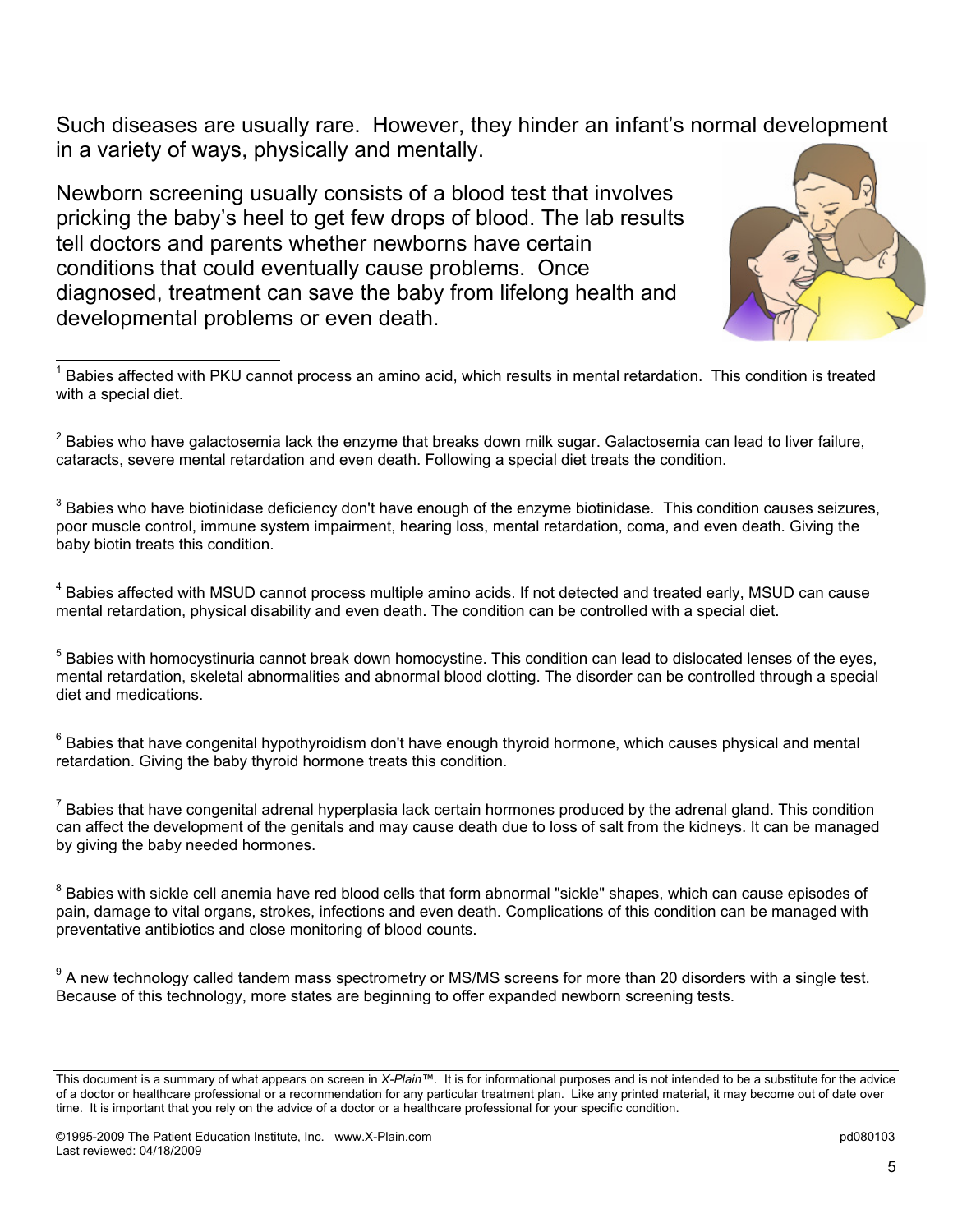Such diseases are usually rare. However, they hinder an infant's normal development in a variety of ways, physically and mentally.

Newborn screening usually consists of a blood test that involves pricking the baby's heel to get few drops of blood. The lab results tell doctors and parents whether newborns have certain conditions that could eventually cause problems. Once diagnosed, treatment can save the baby from lifelong health and developmental problems or even death.

---

[1] Babies affected with PKU cannot process an amino acid, which results in mental retardation. This condition is treated with a special diet.

[2] Babies who have galactosemia lack the enzyme that breaks down milk sugar. Galactosemia can lead to liver failure, cataracts, severe mental retardation and even death. Following a special diet treats the condition.

[3] Babies who have biotinidase deficiency don't have enough of the enzyme biotinidase. This condition causes seizures, poor muscle control, immune system impairment, hearing loss, mental retardation, coma, and even death. Giving the baby biotin treats this condition.

[4] Babies affected with MSUD cannot process multiple amino acids. If not detected and treated early, MSUD can cause mental retardation, physical disability and even death. The condition can be controlled with a special diet.

[5] Babies with homocystinuria cannot break down homocystine. This condition can lead to dislocated lenses of the eyes, mental retardation, skeletal abnormalities and abnormal blood clotting. The disorder can be controlled through a special diet and medications.

[6] Babies that have congenital hypothyroidism don't have enough thyroid hormone, which causes physical and mental retardation. Giving the baby thyroid hormone treats this condition.

[7] Babies that have congenital adrenal hyperplasia lack certain hormones produced by the adrenal gland. This condition can affect the development of the genitals and may cause death due to loss of salt from the kidneys. It can be managed by giving the baby needed hormones.

[8] Babies with sickle cell anemia have red blood cells that form abnormal "sickle" shapes, which can cause episodes of pain, damage to vital organs, strokes, infections and even death. Complications of this condition can be managed with preventative antibiotics and close monitoring of blood counts.

[9] A new technology called tandem mass spectrometry or MS/MS screens for more than 20 disorders with a single test. Because of this technology, more states are beginning to offer expanded newborn screening tests.

---

This document is a summary of what appears on screen in *X-Plain™*. It is for informational purposes and is not intended to be a substitute for the advice of a doctor or healthcare professional or a recommendation for any particular treatment plan. Like any printed material, it may become out of date over time. It is important that you rely on the advice of a doctor or a healthcare professional for your specific condition.

©1995-2009 The Patient Education Institute, Inc. www.X-Plain.com pd080103
Last reviewed: 04/18/2009